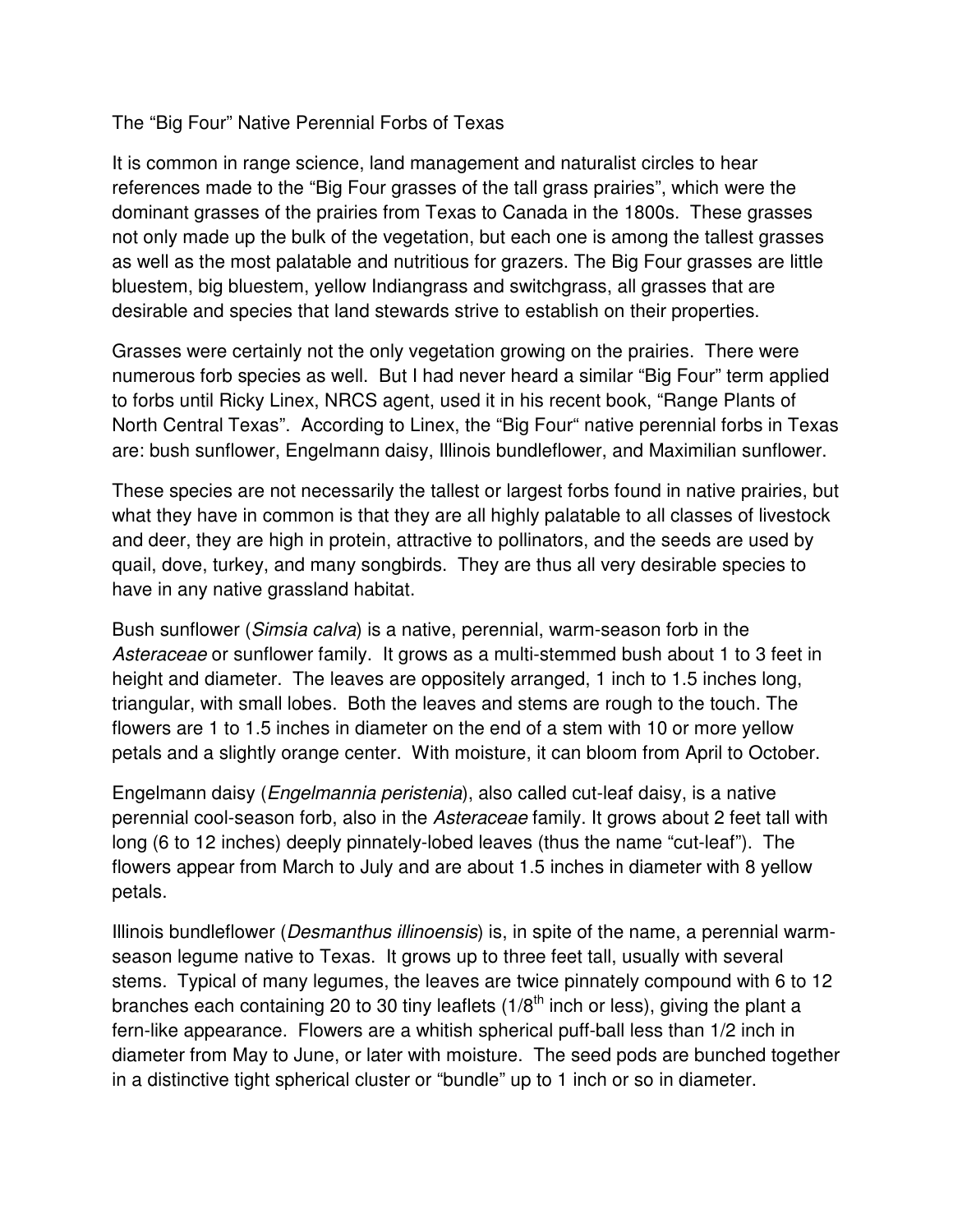# The "Big Four" Native Perennial Forbs of Texas

It is common in range science, land management and naturalist circles to hear references made to the "Big Four grasses of the tall grass prairies", which were the dominant grasses of the prairies from Texas to Canada in the 1800s. These grasses not only made up the bulk of the vegetation, but each one is among the tallest grasses as well as the most palatable and nutritious for grazers. The Big Four grasses are little bluestem, big bluestem, yellow Indiangrass and switchgrass, all grasses that are desirable and species that land stewards strive to establish on their properties.

Grasses were certainly not the only vegetation growing on the prairies. There were numerous forb species as well. But I had never heard a similar "Big Four" term applied to forbs until Ricky Linex, NRCS agent, used it in his recent book, "Range Plants of North Central Texas". According to Linex, the "Big Four" native perennial forbs in Texas are: bush sunflower, Engelmann daisy, Illinois bundleflower, and Maximilian sunflower.

These species are not necessarily the tallest or largest forbs found in native prairies, but what they have in common is that they are all highly palatable to all classes of livestock and deer, they are high in protein, attractive to pollinators, and the seeds are used by quail, dove, turkey, and many songbirds. They are thus all very desirable species to have in any native grassland habitat.

Bush sunflower (*Simsia calva*) is a native, perennial, warm-season forb in the *Asteraceae* or sunflower family. It grows as a multi-stemmed bush about 1 to 3 feet in height and diameter. The leaves are oppositely arranged, 1 inch to 1.5 inches long, triangular, with small lobes. Both the leaves and stems are rough to the touch. The flowers are 1 to 1.5 inches in diameter on the end of a stem with 10 or more yellow petals and a slightly orange center. With moisture, it can bloom from April to October.

Engelmann daisy (*Engelmannia peristenia*), also called cut-leaf daisy, is a native perennial cool-season forb, also in the *Asteraceae* family. It grows about 2 feet tall with long (6 to 12 inches) deeply pinnately-lobed leaves (thus the name "cut-leaf"). The flowers appear from March to July and are about 1.5 inches in diameter with 8 yellow petals.

Illinois bundleflower (*Desmanthus illinoensis*) is, in spite of the name, a perennial warm-season legume native to Texas. It grows up to three feet tall, usually with several stems. Typical of many legumes, the leaves are twice pinnately compound with 6 to 12 branches each containing 20 to 30 tiny leaflets (1/8th inch or less), giving the plant a fern-like appearance. Flowers are a whitish spherical puff-ball less than 1/2 inch in diameter from May to June, or later with moisture. The seed pods are bunched together in a distinctive tight spherical cluster or "bundle" up to 1 inch or so in diameter.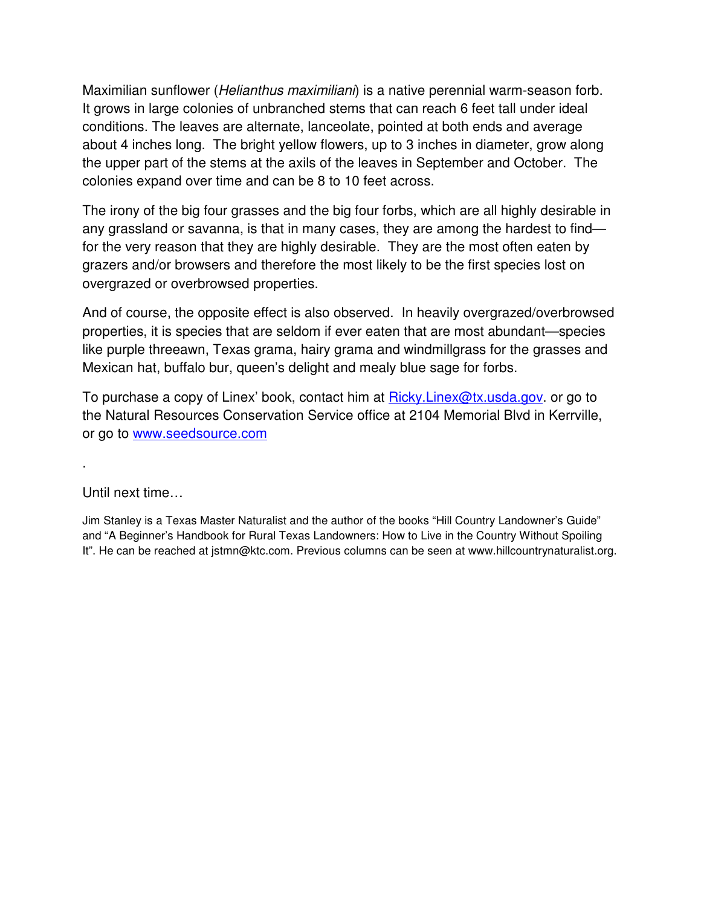Maximilian sunflower (*Helianthus maximiliani*) is a native perennial warm-season forb. It grows in large colonies of unbranched stems that can reach 6 feet tall under ideal conditions. The leaves are alternate, lanceolate, pointed at both ends and average about 4 inches long. The bright yellow flowers, up to 3 inches in diameter, grow along the upper part of the stems at the axils of the leaves in September and October. The colonies expand over time and can be 8 to 10 feet across.

The irony of the big four grasses and the big four forbs, which are all highly desirable in any grassland or savanna, is that in many cases, they are among the hardest to find—for the very reason that they are highly desirable. They are the most often eaten by grazers and/or browsers and therefore the most likely to be the first species lost on overgrazed or overbrowsed properties.

And of course, the opposite effect is also observed. In heavily overgrazed/overbrowsed properties, it is species that are seldom if ever eaten that are most abundant—species like purple threeawn, Texas grama, hairy grama and windmillgrass for the grasses and Mexican hat, buffalo bur, queen's delight and mealy blue sage for forbs.

To purchase a copy of Linex' book, contact him at [Ricky.Linex@tx.usda.gov](mailto:Ricky.Linex@tx.usda.gov). or go to the Natural Resources Conservation Service office at 2104 Memorial Blvd in Kerrville, or go to [www.seedsource.com](http://www.seedsource.com)

.

Until next time…

Jim Stanley is a Texas Master Naturalist and the author of the books "Hill Country Landowner's Guide" and "A Beginner's Handbook for Rural Texas Landowners: How to Live in the Country Without Spoiling It". He can be reached at jstmn@ktc.com. Previous columns can be seen at www.hillcountrynaturalist.org.